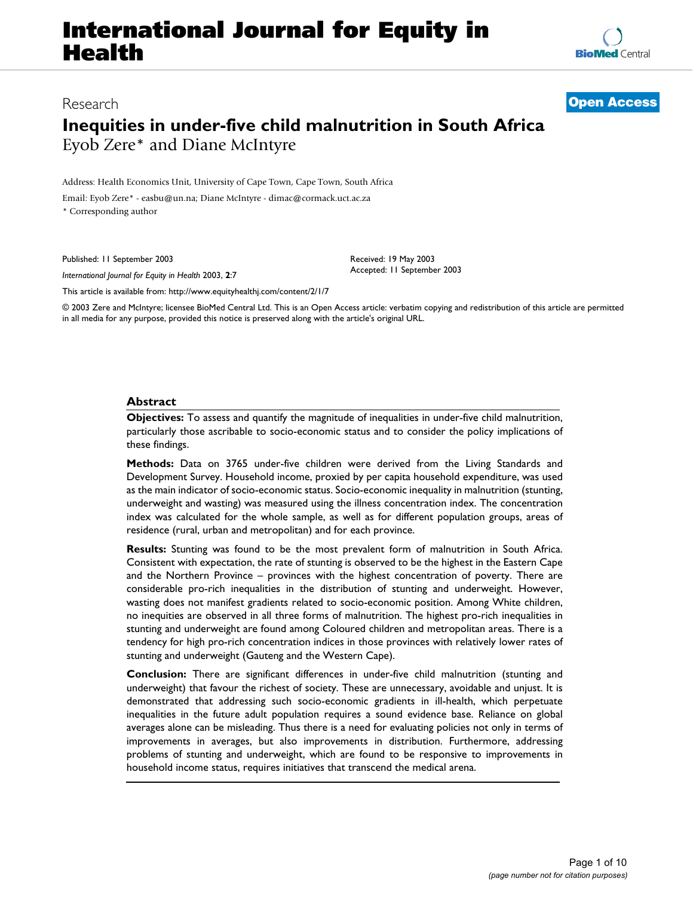# International Journal for Equity in Health

Research

**Open Access**

# Inequities in under-five child malnutrition in South Africa

Eyob Zere* and Diane McIntyre

Address: Health Economics Unit, University of Cape Town, Cape Town, South Africa

Email: Eyob Zere* - easbu@un.na; Diane McIntyre - dimac@cormack.uct.ac.za

\* Corresponding author

Published: 11 September 2003

*International Journal for Equity in Health* 2003, **2**:7

Received: 19 May 2003
Accepted: 11 September 2003

This article is available from: http://www.equityhealthj.com/content/2/1/7

© 2003 Zere and McIntyre; licensee BioMed Central Ltd. This is an Open Access article: verbatim copying and redistribution of this article are permitted in all media for any purpose, provided this notice is preserved along with the article's original URL.

## Abstract

**Objectives:** To assess and quantify the magnitude of inequalities in under-five child malnutrition, particularly those ascribable to socio-economic status and to consider the policy implications of these findings.

**Methods:** Data on 3765 under-five children were derived from the Living Standards and Development Survey. Household income, proxied by per capita household expenditure, was used as the main indicator of socio-economic status. Socio-economic inequality in malnutrition (stunting, underweight and wasting) was measured using the illness concentration index. The concentration index was calculated for the whole sample, as well as for different population groups, areas of residence (rural, urban and metropolitan) and for each province.

**Results:** Stunting was found to be the most prevalent form of malnutrition in South Africa. Consistent with expectation, the rate of stunting is observed to be the highest in the Eastern Cape and the Northern Province – provinces with the highest concentration of poverty. There are considerable pro-rich inequalities in the distribution of stunting and underweight. However, wasting does not manifest gradients related to socio-economic position. Among White children, no inequities are observed in all three forms of malnutrition. The highest pro-rich inequalities in stunting and underweight are found among Coloured children and metropolitan areas. There is a tendency for high pro-rich concentration indices in those provinces with relatively lower rates of stunting and underweight (Gauteng and the Western Cape).

**Conclusion:** There are significant differences in under-five child malnutrition (stunting and underweight) that favour the richest of society. These are unnecessary, avoidable and unjust. It is demonstrated that addressing such socio-economic gradients in ill-health, which perpetuate inequalities in the future adult population requires a sound evidence base. Reliance on global averages alone can be misleading. Thus there is a need for evaluating policies not only in terms of improvements in averages, but also improvements in distribution. Furthermore, addressing problems of stunting and underweight, which are found to be responsive to improvements in household income status, requires initiatives that transcend the medical arena.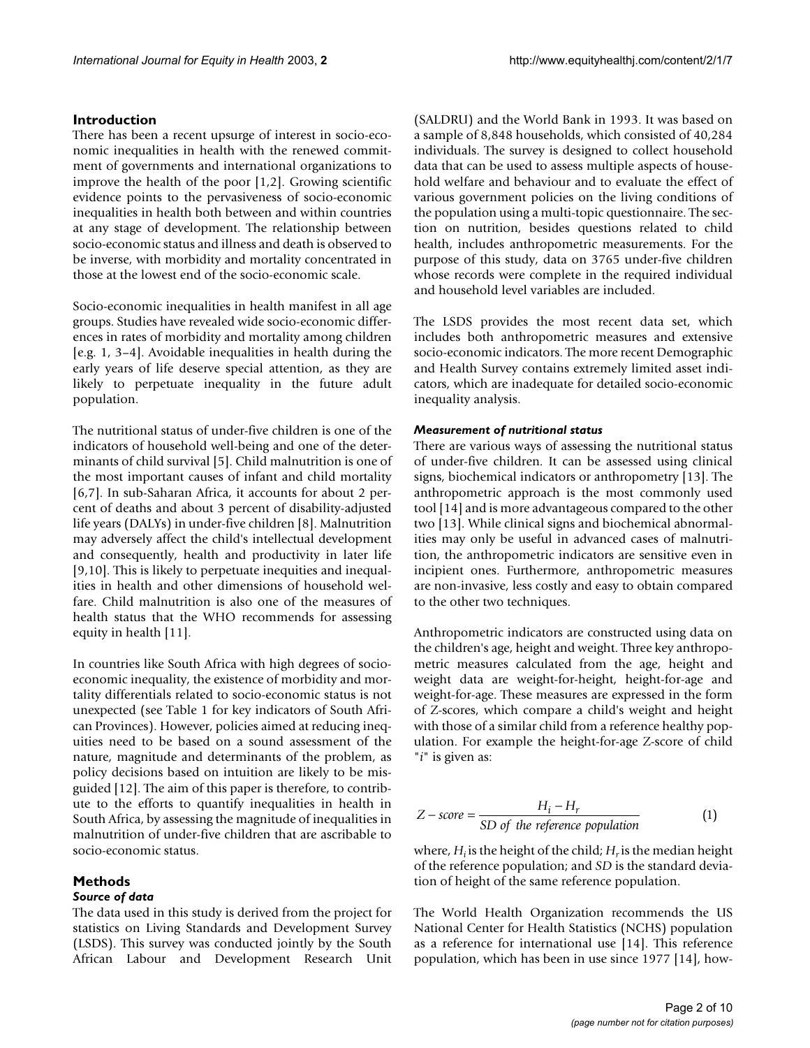## Introduction

There has been a recent upsurge of interest in socio-economic inequalities in health with the renewed commitment of governments and international organizations to improve the health of the poor [1,2]. Growing scientific evidence points to the pervasiveness of socio-economic inequalities in health both between and within countries at any stage of development. The relationship between socio-economic status and illness and death is observed to be inverse, with morbidity and mortality concentrated in those at the lowest end of the socio-economic scale.

Socio-economic inequalities in health manifest in all age groups. Studies have revealed wide socio-economic differences in rates of morbidity and mortality among children [e.g. 1, 3–4]. Avoidable inequalities in health during the early years of life deserve special attention, as they are likely to perpetuate inequality in the future adult population.

The nutritional status of under-five children is one of the indicators of household well-being and one of the determinants of child survival [5]. Child malnutrition is one of the most important causes of infant and child mortality [6,7]. In sub-Saharan Africa, it accounts for about 2 percent of deaths and about 3 percent of disability-adjusted life years (DALYs) in under-five children [8]. Malnutrition may adversely affect the child's intellectual development and consequently, health and productivity in later life [9,10]. This is likely to perpetuate inequities and inequalities in health and other dimensions of household welfare. Child malnutrition is also one of the measures of health status that the WHO recommends for assessing equity in health [11].

In countries like South Africa with high degrees of socio-economic inequality, the existence of morbidity and mortality differentials related to socio-economic status is not unexpected (see Table 1 for key indicators of South African Provinces). However, policies aimed at reducing inequities need to be based on a sound assessment of the nature, magnitude and determinants of the problem, as policy decisions based on intuition are likely to be misguided [12]. The aim of this paper is therefore, to contribute to the efforts to quantify inequalities in health in South Africa, by assessing the magnitude of inequalities in malnutrition of under-five children that are ascribable to socio-economic status.

## Methods

### *Source of data*

The data used in this study is derived from the project for statistics on Living Standards and Development Survey (LSDS). This survey was conducted jointly by the South African Labour and Development Research Unit (SALDRU) and the World Bank in 1993. It was based on a sample of 8,848 households, which consisted of 40,284 individuals. The survey is designed to collect household data that can be used to assess multiple aspects of household welfare and behaviour and to evaluate the effect of various government policies on the living conditions of the population using a multi-topic questionnaire. The section on nutrition, besides questions related to child health, includes anthropometric measurements. For the purpose of this study, data on 3765 under-five children whose records were complete in the required individual and household level variables are included.

The LSDS provides the most recent data set, which includes both anthropometric measures and extensive socio-economic indicators. The more recent Demographic and Health Survey contains extremely limited asset indicators, which are inadequate for detailed socio-economic inequality analysis.

### *Measurement of nutritional status*

There are various ways of assessing the nutritional status of under-five children. It can be assessed using clinical signs, biochemical indicators or anthropometry [13]. The anthropometric approach is the most commonly used tool [14] and is more advantageous compared to the other two [13]. While clinical signs and biochemical abnormalities may only be useful in advanced cases of malnutrition, the anthropometric indicators are sensitive even in incipient ones. Furthermore, anthropometric measures are non-invasive, less costly and easy to obtain compared to the other two techniques.

Anthropometric indicators are constructed using data on the children's age, height and weight. Three key anthropometric measures calculated from the age, height and weight data are weight-for-height, height-for-age and weight-for-age. These measures are expressed in the form of Z-scores, which compare a child's weight and height with those of a similar child from a reference healthy population. For example the height-for-age Z-score of child "$i$" is given as:

$$Z - score = \frac{H_i - H_r}{SD\ of\ the\ reference\ population} \quad (1)$$

where, $H_i$ is the height of the child; $H_r$ is the median height of the reference population; and $SD$ is the standard deviation of height of the same reference population.

The World Health Organization recommends the US National Center for Health Statistics (NCHS) population as a reference for international use [14]. This reference population, which has been in use since 1977 [14], how-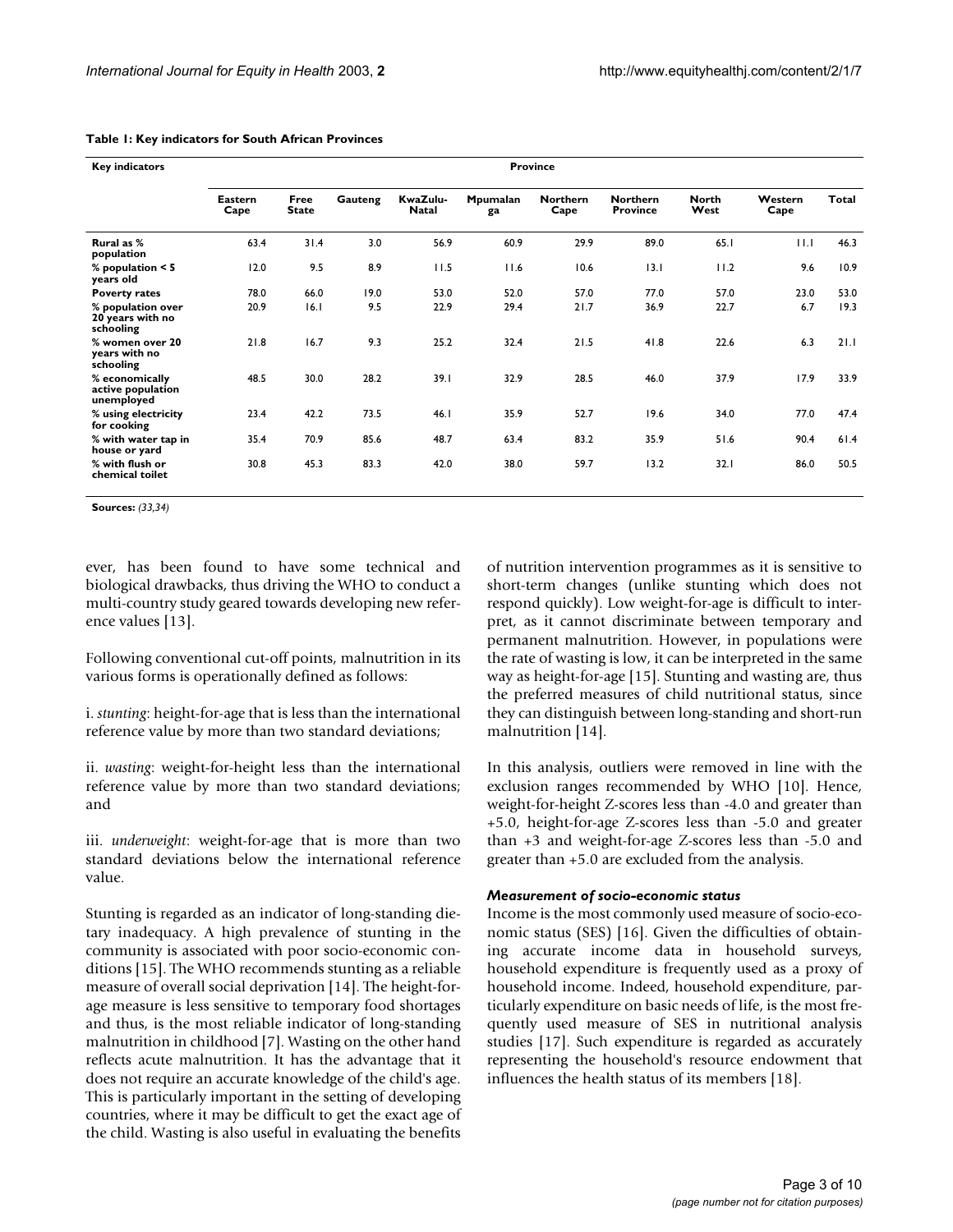**Table 1: Key indicators for South African Provinces**

| Key indicators | Province | | | | | | | | | |
|---|---|---|---|---|---|---|---|---|---|---|
| | Eastern Cape | Free State | Gauteng | KwaZulu-Natal | Mpumalanga | Northern Cape | Northern Province | North West | Western Cape | Total |
| Rural as % population | 63.4 | 31.4 | 3.0 | 56.9 | 60.9 | 29.9 | 89.0 | 65.1 | 11.1 | 46.3 |
| % population < 5 years old | 12.0 | 9.5 | 8.9 | 11.5 | 11.6 | 10.6 | 13.1 | 11.2 | 9.6 | 10.9 |
| Poverty rates | 78.0 | 66.0 | 19.0 | 53.0 | 52.0 | 57.0 | 77.0 | 57.0 | 23.0 | 53.0 |
| % population over 20 years with no schooling | 20.9 | 16.1 | 9.5 | 22.9 | 29.4 | 21.7 | 36.9 | 22.7 | 6.7 | 19.3 |
| % women over 20 years with no schooling | 21.8 | 16.7 | 9.3 | 25.2 | 32.4 | 21.5 | 41.8 | 22.6 | 6.3 | 21.1 |
| % economically active population unemployed | 48.5 | 30.0 | 28.2 | 39.1 | 32.9 | 28.5 | 46.0 | 37.9 | 17.9 | 33.9 |
| % using electricity for cooking | 23.4 | 42.2 | 73.5 | 46.1 | 35.9 | 52.7 | 19.6 | 34.0 | 77.0 | 47.4 |
| % with water tap in house or yard | 35.4 | 70.9 | 85.6 | 48.7 | 63.4 | 83.2 | 35.9 | 51.6 | 90.4 | 61.4 |
| % with flush or chemical toilet | 30.8 | 45.3 | 83.3 | 42.0 | 38.0 | 59.7 | 13.2 | 32.1 | 86.0 | 50.5 |

**Sources:** *(33,34)*

ever, has been found to have some technical and biological drawbacks, thus driving the WHO to conduct a multi-country study geared towards developing new reference values [13].

Following conventional cut-off points, malnutrition in its various forms is operationally defined as follows:

i. *stunting*: height-for-age that is less than the international reference value by more than two standard deviations;

ii. *wasting*: weight-for-height less than the international reference value by more than two standard deviations; and

iii. *underweight*: weight-for-age that is more than two standard deviations below the international reference value.

Stunting is regarded as an indicator of long-standing dietary inadequacy. A high prevalence of stunting in the community is associated with poor socio-economic conditions [15]. The WHO recommends stunting as a reliable measure of overall social deprivation [14]. The height-for-age measure is less sensitive to temporary food shortages and thus, is the most reliable indicator of long-standing malnutrition in childhood [7]. Wasting on the other hand reflects acute malnutrition. It has the advantage that it does not require an accurate knowledge of the child's age. This is particularly important in the setting of developing countries, where it may be difficult to get the exact age of the child. Wasting is also useful in evaluating the benefits of nutrition intervention programmes as it is sensitive to short-term changes (unlike stunting which does not respond quickly). Low weight-for-age is difficult to interpret, as it cannot discriminate between temporary and permanent malnutrition. However, in populations were the rate of wasting is low, it can be interpreted in the same way as height-for-age [15]. Stunting and wasting are, thus the preferred measures of child nutritional status, since they can distinguish between long-standing and short-run malnutrition [14].

In this analysis, outliers were removed in line with the exclusion ranges recommended by WHO [10]. Hence, weight-for-height Z-scores less than -4.0 and greater than +5.0, height-for-age Z-scores less than -5.0 and greater than +3 and weight-for-age Z-scores less than -5.0 and greater than +5.0 are excluded from the analysis.

### *Measurement of socio-economic status*

Income is the most commonly used measure of socio-economic status (SES) [16]. Given the difficulties of obtaining accurate income data in household surveys, household expenditure is frequently used as a proxy of household income. Indeed, household expenditure, particularly expenditure on basic needs of life, is the most frequently used measure of SES in nutritional analysis studies [17]. Such expenditure is regarded as accurately representing the household's resource endowment that influences the health status of its members [18].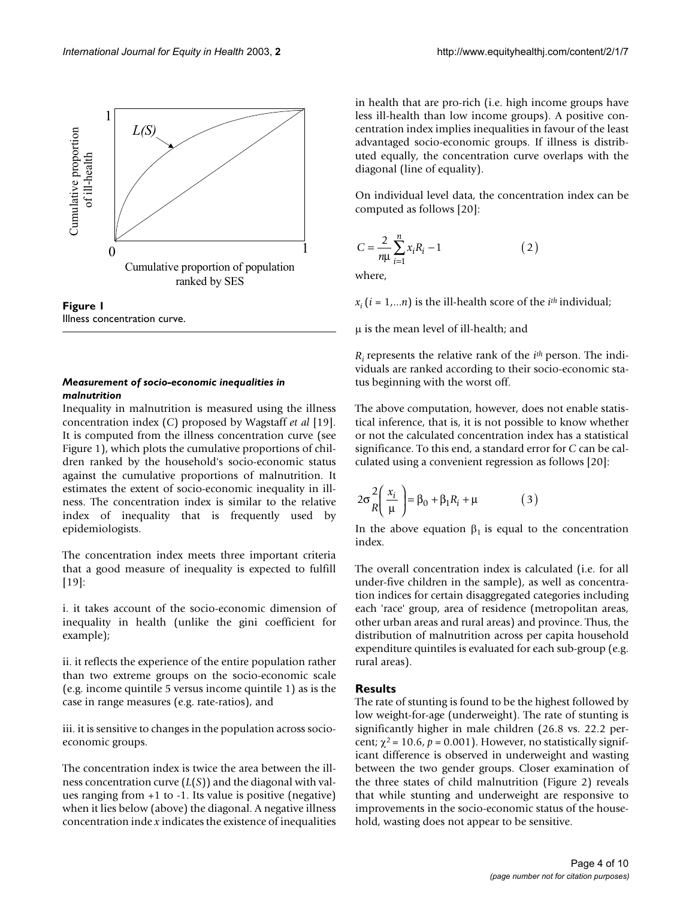Figure 1
Illness concentration curve.

#### *Measurement of socio-economic inequalities in malnutrition*

Inequality in malnutrition is measured using the illness concentration index ($C$) proposed by Wagstaff *et al* [19]. It is computed from the illness concentration curve (see Figure 1), which plots the cumulative proportions of children ranked by the household's socio-economic status against the cumulative proportions of malnutrition. It estimates the extent of socio-economic inequality in illness. The concentration index is similar to the relative index of inequality that is frequently used by epidemiologists.

The concentration index meets three important criteria that a good measure of inequality is expected to fulfill [19]:

i. it takes account of the socio-economic dimension of inequality in health (unlike the gini coefficient for example);

ii. it reflects the experience of the entire population rather than two extreme groups on the socio-economic scale (e.g. income quintile 5 versus income quintile 1) as is the case in range measures (e.g. rate-ratios), and

iii. it is sensitive to changes in the population across socio-economic groups.

The concentration index is twice the area between the illness concentration curve ($L(S)$) and the diagonal with values ranging from +1 to -1. Its value is positive (negative) when it lies below (above) the diagonal. A negative illness concentration inde *x* indicates the existence of inequalities in health that are pro-rich (i.e. high income groups have less ill-health than low income groups). A positive concentration index implies inequalities in favour of the least advantaged socio-economic groups. If illness is distributed equally, the concentration curve overlaps with the diagonal (line of equality).

On individual level data, the concentration index can be computed as follows [20]:

$$C = \frac{2}{n\mu}\sum_{i=1}^{n} x_i R_i - 1 \qquad (2)$$

where,

$x_i$ ($i = 1,...n$) is the ill-health score of the $i^{th}$ individual;

$\mu$ is the mean level of ill-health; and

$R_i$ represents the relative rank of the $i^{th}$ person. The individuals are ranked according to their socio-economic status beginning with the worst off.

The above computation, however, does not enable statistical inference, that is, it is not possible to know whether or not the calculated concentration index has a statistical significance. To this end, a standard error for $C$ can be calculated using a convenient regression as follows [20]:

$$2\sigma_R^2\left(\frac{x_i}{\mu}\right) = \beta_0 + \beta_1 R_i + \mu \qquad (3)$$

In the above equation $\beta_1$ is equal to the concentration index.

The overall concentration index is calculated (i.e. for all under-five children in the sample), as well as concentration indices for certain disaggregated categories including each 'race' group, area of residence (metropolitan areas, other urban areas and rural areas) and province. Thus, the distribution of malnutrition across per capita household expenditure quintiles is evaluated for each sub-group (e.g. rural areas).

### Results

The rate of stunting is found to be the highest followed by low weight-for-age (underweight). The rate of stunting is significantly higher in male children (26.8 vs. 22.2 percent; $\chi^2 = 10.6$, $p = 0.001$). However, no statistically significant difference is observed in underweight and wasting between the two gender groups. Closer examination of the three states of child malnutrition (Figure 2) reveals that while stunting and underweight are responsive to improvements in the socio-economic status of the household, wasting does not appear to be sensitive.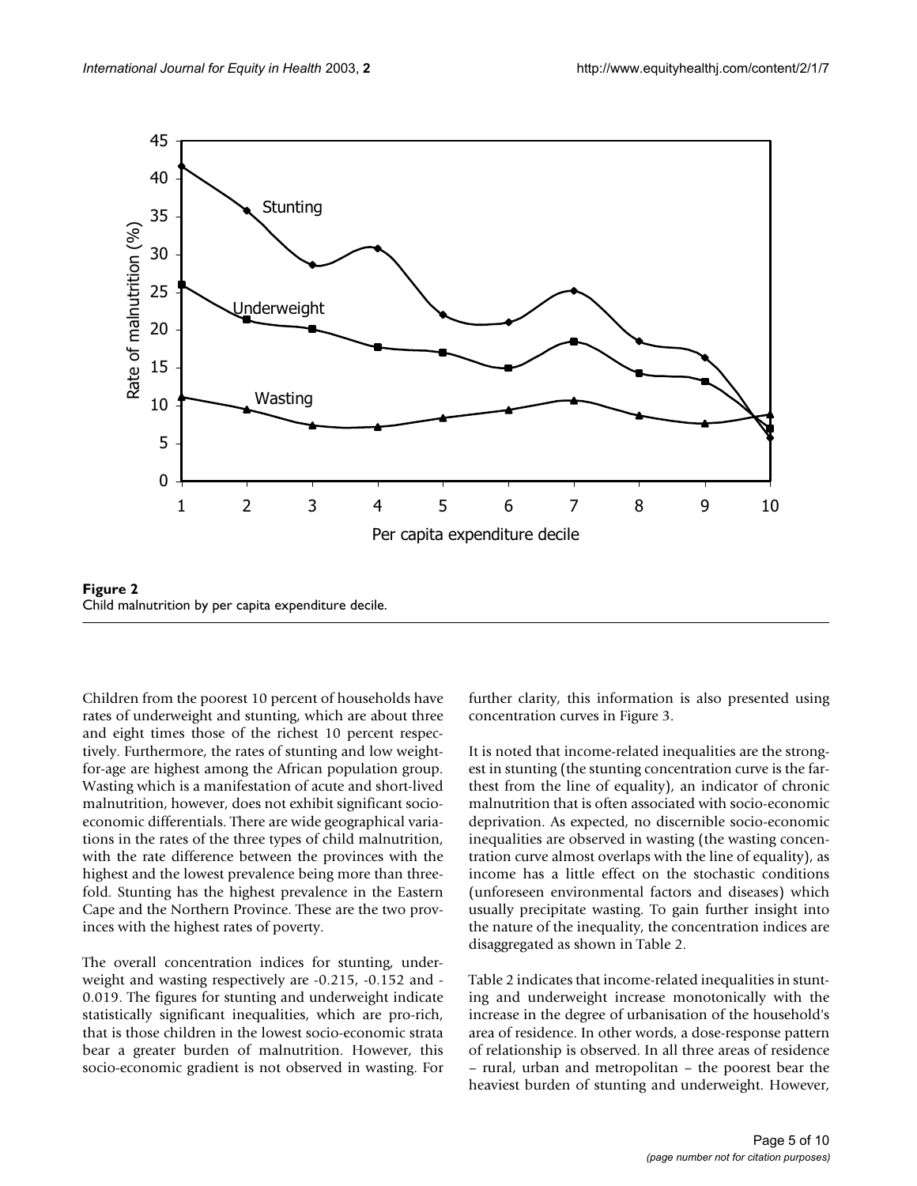**Figure 2**
Child malnutrition by per capita expenditure decile.

Children from the poorest 10 percent of households have rates of underweight and stunting, which are about three and eight times those of the richest 10 percent respectively. Furthermore, the rates of stunting and low weight-for-age are highest among the African population group. Wasting which is a manifestation of acute and short-lived malnutrition, however, does not exhibit significant socio-economic differentials. There are wide geographical variations in the rates of the three types of child malnutrition, with the rate difference between the provinces with the highest and the lowest prevalence being more than three-fold. Stunting has the highest prevalence in the Eastern Cape and the Northern Province. These are the two provinces with the highest rates of poverty.

The overall concentration indices for stunting, underweight and wasting respectively are -0.215, -0.152 and -0.019. The figures for stunting and underweight indicate statistically significant inequalities, which are pro-rich, that is those children in the lowest socio-economic strata bear a greater burden of malnutrition. However, this socio-economic gradient is not observed in wasting. For further clarity, this information is also presented using concentration curves in Figure 3.

It is noted that income-related inequalities are the strongest in stunting (the stunting concentration curve is the farthest from the line of equality), an indicator of chronic malnutrition that is often associated with socio-economic deprivation. As expected, no discernible socio-economic inequalities are observed in wasting (the wasting concentration curve almost overlaps with the line of equality), as income has a little effect on the stochastic conditions (unforeseen environmental factors and diseases) which usually precipitate wasting. To gain further insight into the nature of the inequality, the concentration indices are disaggregated as shown in Table 2.

Table 2 indicates that income-related inequalities in stunting and underweight increase monotonically with the increase in the degree of urbanisation of the household's area of residence. In other words, a dose-response pattern of relationship is observed. In all three areas of residence – rural, urban and metropolitan – the poorest bear the heaviest burden of stunting and underweight. However,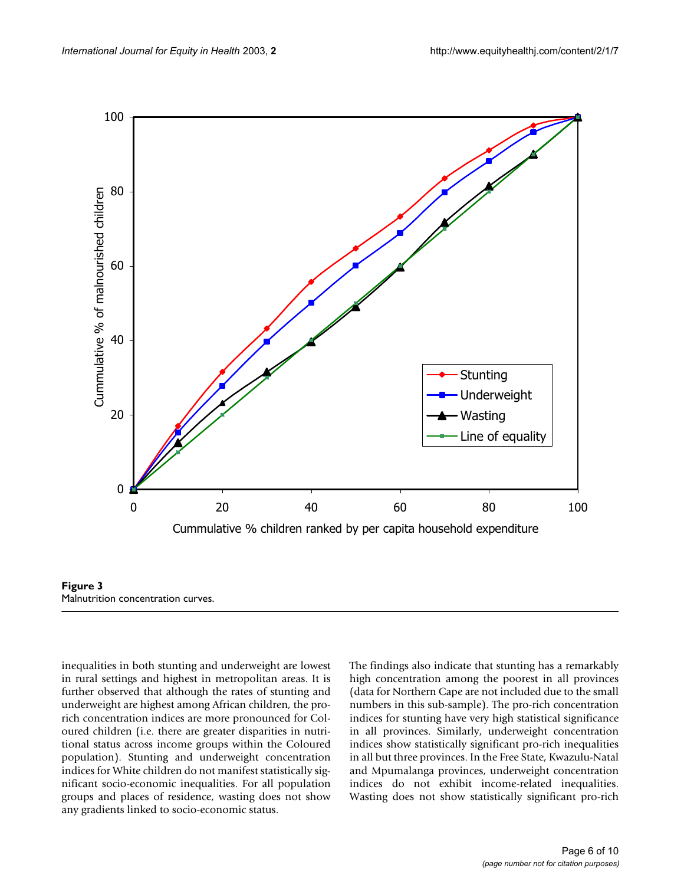**Figure 3**
Malnutrition concentration curves.

inequalities in both stunting and underweight are lowest in rural settings and highest in metropolitan areas. It is further observed that although the rates of stunting and underweight are highest among African children, the pro-rich concentration indices are more pronounced for Coloured children (i.e. there are greater disparities in nutritional status across income groups within the Coloured population). Stunting and underweight concentration indices for White children do not manifest statistically significant socio-economic inequalities. For all population groups and places of residence, wasting does not show any gradients linked to socio-economic status.

The findings also indicate that stunting has a remarkably high concentration among the poorest in all provinces (data for Northern Cape are not included due to the small numbers in this sub-sample). The pro-rich concentration indices for stunting have very high statistical significance in all provinces. Similarly, underweight concentration indices show statistically significant pro-rich inequalities in all but three provinces. In the Free State, Kwazulu-Natal and Mpumalanga provinces, underweight concentration indices do not exhibit income-related inequalities. Wasting does not show statistically significant pro-rich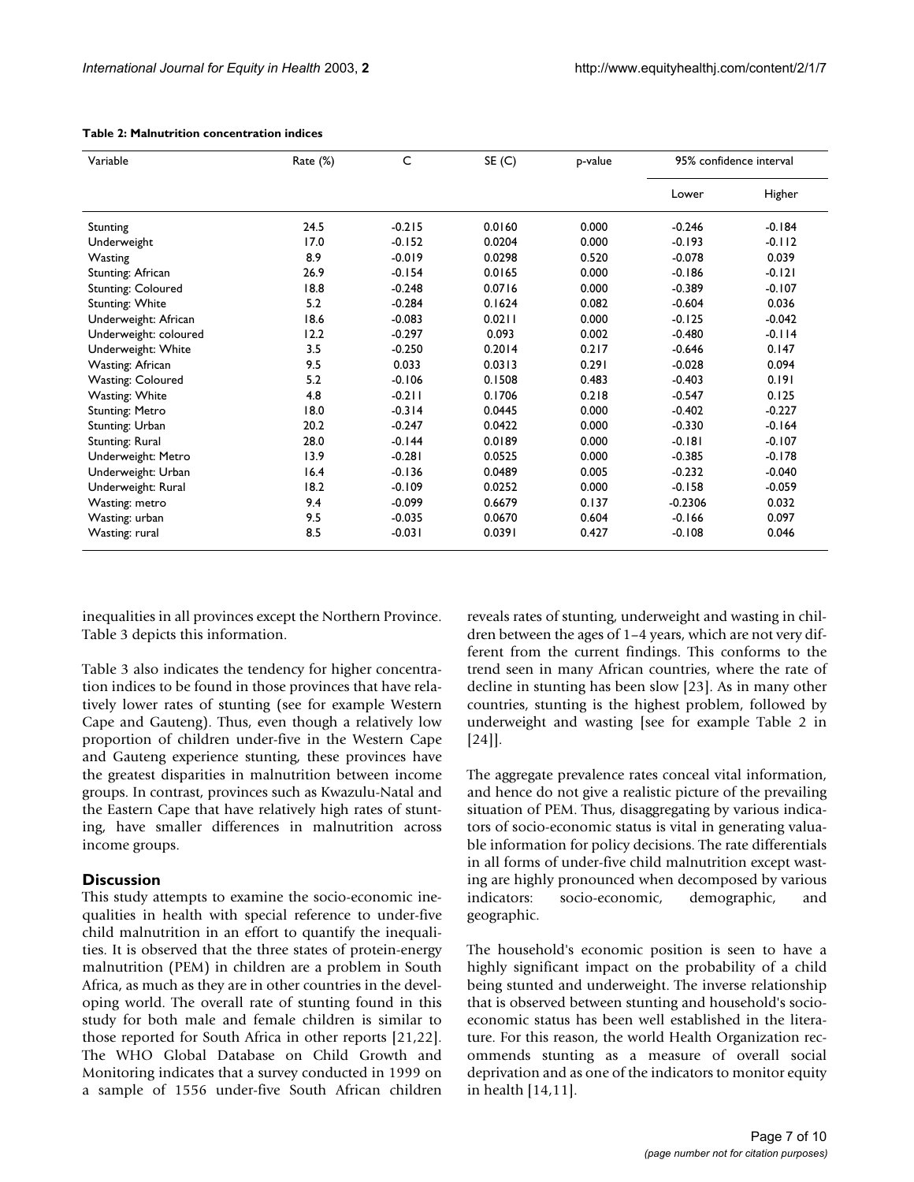**Table 2: Malnutrition concentration indices**

| Variable | Rate (%) | C | SE (C) | p-value | 95% confidence interval | |
|---|---|---|---|---|---|---|
| | | | | | Lower | Higher |
| Stunting | 24.5 | -0.215 | 0.0160 | 0.000 | -0.246 | -0.184 |
| Underweight | 17.0 | -0.152 | 0.0204 | 0.000 | -0.193 | -0.112 |
| Wasting | 8.9 | -0.019 | 0.0298 | 0.520 | -0.078 | 0.039 |
| Stunting: African | 26.9 | -0.154 | 0.0165 | 0.000 | -0.186 | -0.121 |
| Stunting: Coloured | 18.8 | -0.248 | 0.0716 | 0.000 | -0.389 | -0.107 |
| Stunting: White | 5.2 | -0.284 | 0.1624 | 0.082 | -0.604 | 0.036 |
| Underweight: African | 18.6 | -0.083 | 0.0211 | 0.000 | -0.125 | -0.042 |
| Underweight: coloured | 12.2 | -0.297 | 0.093 | 0.002 | -0.480 | -0.114 |
| Underweight: White | 3.5 | -0.250 | 0.2014 | 0.217 | -0.646 | 0.147 |
| Wasting: African | 9.5 | 0.033 | 0.0313 | 0.291 | -0.028 | 0.094 |
| Wasting: Coloured | 5.2 | -0.106 | 0.1508 | 0.483 | -0.403 | 0.191 |
| Wasting: White | 4.8 | -0.211 | 0.1706 | 0.218 | -0.547 | 0.125 |
| Stunting: Metro | 18.0 | -0.314 | 0.0445 | 0.000 | -0.402 | -0.227 |
| Stunting: Urban | 20.2 | -0.247 | 0.0422 | 0.000 | -0.330 | -0.164 |
| Stunting: Rural | 28.0 | -0.144 | 0.0189 | 0.000 | -0.181 | -0.107 |
| Underweight: Metro | 13.9 | -0.281 | 0.0525 | 0.000 | -0.385 | -0.178 |
| Underweight: Urban | 16.4 | -0.136 | 0.0489 | 0.005 | -0.232 | -0.040 |
| Underweight: Rural | 18.2 | -0.109 | 0.0252 | 0.000 | -0.158 | -0.059 |
| Wasting: metro | 9.4 | -0.099 | 0.6679 | 0.137 | -0.2306 | 0.032 |
| Wasting: urban | 9.5 | -0.035 | 0.0670 | 0.604 | -0.166 | 0.097 |
| Wasting: rural | 8.5 | -0.031 | 0.0391 | 0.427 | -0.108 | 0.046 |

inequalities in all provinces except the Northern Province. Table 3 depicts this information.

Table 3 also indicates the tendency for higher concentration indices to be found in those provinces that have relatively lower rates of stunting (see for example Western Cape and Gauteng). Thus, even though a relatively low proportion of children under-five in the Western Cape and Gauteng experience stunting, these provinces have the greatest disparities in malnutrition between income groups. In contrast, provinces such as Kwazulu-Natal and the Eastern Cape that have relatively high rates of stunting, have smaller differences in malnutrition across income groups.

## Discussion

This study attempts to examine the socio-economic inequalities in health with special reference to under-five child malnutrition in an effort to quantify the inequalities. It is observed that the three states of protein-energy malnutrition (PEM) in children are a problem in South Africa, as much as they are in other countries in the developing world. The overall rate of stunting found in this study for both male and female children is similar to those reported for South Africa in other reports [21,22]. The WHO Global Database on Child Growth and Monitoring indicates that a survey conducted in 1999 on a sample of 1556 under-five South African children reveals rates of stunting, underweight and wasting in children between the ages of 1–4 years, which are not very different from the current findings. This conforms to the trend seen in many African countries, where the rate of decline in stunting has been slow [23]. As in many other countries, stunting is the highest problem, followed by underweight and wasting [see for example Table 2 in [24]].

The aggregate prevalence rates conceal vital information, and hence do not give a realistic picture of the prevailing situation of PEM. Thus, disaggregating by various indicators of socio-economic status is vital in generating valuable information for policy decisions. The rate differentials in all forms of under-five child malnutrition except wasting are highly pronounced when decomposed by various indicators: socio-economic, demographic, and geographic.

The household's economic position is seen to have a highly significant impact on the probability of a child being stunted and underweight. The inverse relationship that is observed between stunting and household's socio-economic status has been well established in the literature. For this reason, the world Health Organization recommends stunting as a measure of overall social deprivation and as one of the indicators to monitor equity in health [14,11].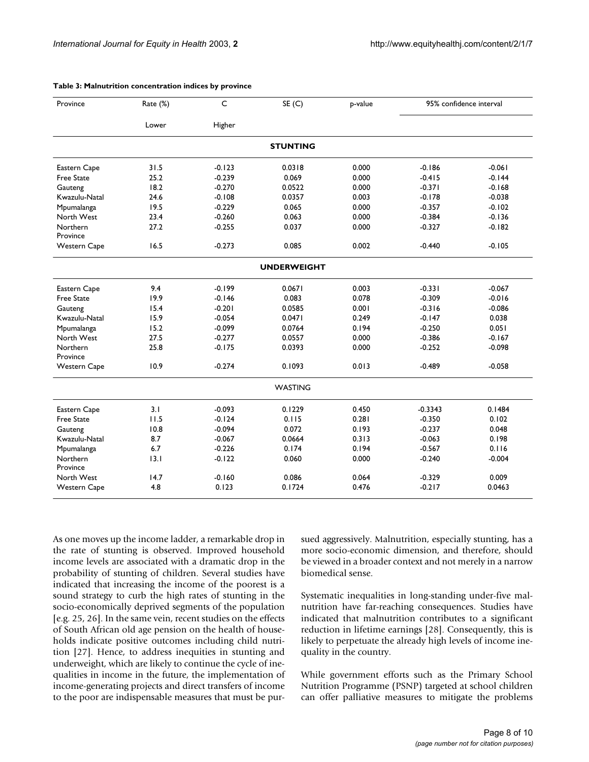**Table 3: Malnutrition concentration indices by province**

| Province | Rate (%) | C | SE (C) | p-value | 95% confidence interval | |
|---|---|---|---|---|---|---|
| | Lower | Higher | | | | |
| | | | **STUNTING** | | | |
| Eastern Cape | 31.5 | -0.123 | 0.0318 | 0.000 | -0.186 | -0.061 |
| Free State | 25.2 | -0.239 | 0.069 | 0.000 | -0.415 | -0.144 |
| Gauteng | 18.2 | -0.270 | 0.0522 | 0.000 | -0.371 | -0.168 |
| Kwazulu-Natal | 24.6 | -0.108 | 0.0357 | 0.003 | -0.178 | -0.038 |
| Mpumalanga | 19.5 | -0.229 | 0.065 | 0.000 | -0.357 | -0.102 |
| North West | 23.4 | -0.260 | 0.063 | 0.000 | -0.384 | -0.136 |
| Northern Province | 27.2 | -0.255 | 0.037 | 0.000 | -0.327 | -0.182 |
| Western Cape | 16.5 | -0.273 | 0.085 | 0.002 | -0.440 | -0.105 |
| | | | **UNDERWEIGHT** | | | |
| Eastern Cape | 9.4 | -0.199 | 0.0671 | 0.003 | -0.331 | -0.067 |
| Free State | 19.9 | -0.146 | 0.083 | 0.078 | -0.309 | -0.016 |
| Gauteng | 15.4 | -0.201 | 0.0585 | 0.001 | -0.316 | -0.086 |
| Kwazulu-Natal | 15.9 | -0.054 | 0.0471 | 0.249 | -0.147 | 0.038 |
| Mpumalanga | 15.2 | -0.099 | 0.0764 | 0.194 | -0.250 | 0.051 |
| North West | 27.5 | -0.277 | 0.0557 | 0.000 | -0.386 | -0.167 |
| Northern Province | 25.8 | -0.175 | 0.0393 | 0.000 | -0.252 | -0.098 |
| Western Cape | 10.9 | -0.274 | 0.1093 | 0.013 | -0.489 | -0.058 |
| | | | WASTING | | | |
| Eastern Cape | 3.1 | -0.093 | 0.1229 | 0.450 | -0.3343 | 0.1484 |
| Free State | 11.5 | -0.124 | 0.115 | 0.281 | -0.350 | 0.102 |
| Gauteng | 10.8 | -0.094 | 0.072 | 0.193 | -0.237 | 0.048 |
| Kwazulu-Natal | 8.7 | -0.067 | 0.0664 | 0.313 | -0.063 | 0.198 |
| Mpumalanga | 6.7 | -0.226 | 0.174 | 0.194 | -0.567 | 0.116 |
| Northern Province | 13.1 | -0.122 | 0.060 | 0.000 | -0.240 | -0.004 |
| North West | 14.7 | -0.160 | 0.086 | 0.064 | -0.329 | 0.009 |
| Western Cape | 4.8 | 0.123 | 0.1724 | 0.476 | -0.217 | 0.0463 |

As one moves up the income ladder, a remarkable drop in the rate of stunting is observed. Improved household income levels are associated with a dramatic drop in the probability of stunting of children. Several studies have indicated that increasing the income of the poorest is a sound strategy to curb the high rates of stunting in the socio-economically deprived segments of the population [e.g. 25, 26]. In the same vein, recent studies on the effects of South African old age pension on the health of households indicate positive outcomes including child nutrition [27]. Hence, to address inequities in stunting and underweight, which are likely to continue the cycle of inequalities in income in the future, the implementation of income-generating projects and direct transfers of income to the poor are indispensable measures that must be pursued aggressively. Malnutrition, especially stunting, has a more socio-economic dimension, and therefore, should be viewed in a broader context and not merely in a narrow biomedical sense.

Systematic inequalities in long-standing under-five malnutrition have far-reaching consequences. Studies have indicated that malnutrition contributes to a significant reduction in lifetime earnings [28]. Consequently, this is likely to perpetuate the already high levels of income inequality in the country.

While government efforts such as the Primary School Nutrition Programme (PSNP) targeted at school children can offer palliative measures to mitigate the problems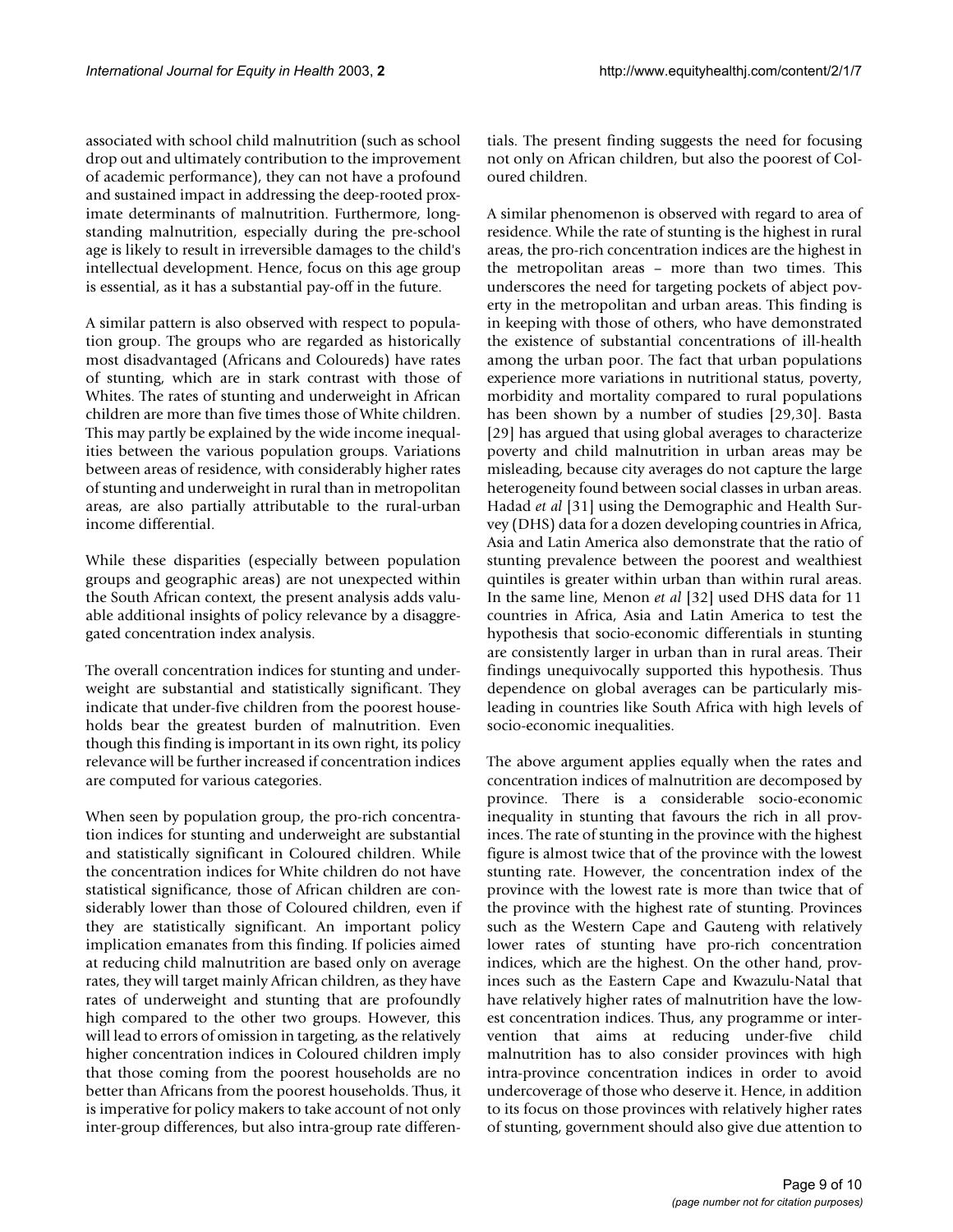associated with school child malnutrition (such as school drop out and ultimately contribution to the improvement of academic performance), they can not have a profound and sustained impact in addressing the deep-rooted proximate determinants of malnutrition. Furthermore, long-standing malnutrition, especially during the pre-school age is likely to result in irreversible damages to the child's intellectual development. Hence, focus on this age group is essential, as it has a substantial pay-off in the future.

A similar pattern is also observed with respect to population group. The groups who are regarded as historically most disadvantaged (Africans and Coloureds) have rates of stunting, which are in stark contrast with those of Whites. The rates of stunting and underweight in African children are more than five times those of White children. This may partly be explained by the wide income inequalities between the various population groups. Variations between areas of residence, with considerably higher rates of stunting and underweight in rural than in metropolitan areas, are also partially attributable to the rural-urban income differential.

While these disparities (especially between population groups and geographic areas) are not unexpected within the South African context, the present analysis adds valuable additional insights of policy relevance by a disaggregated concentration index analysis.

The overall concentration indices for stunting and underweight are substantial and statistically significant. They indicate that under-five children from the poorest households bear the greatest burden of malnutrition. Even though this finding is important in its own right, its policy relevance will be further increased if concentration indices are computed for various categories.

When seen by population group, the pro-rich concentration indices for stunting and underweight are substantial and statistically significant in Coloured children. While the concentration indices for White children do not have statistical significance, those of African children are considerably lower than those of Coloured children, even if they are statistically significant. An important policy implication emanates from this finding. If policies aimed at reducing child malnutrition are based only on average rates, they will target mainly African children, as they have rates of underweight and stunting that are profoundly high compared to the other two groups. However, this will lead to errors of omission in targeting, as the relatively higher concentration indices in Coloured children imply that those coming from the poorest households are no better than Africans from the poorest households. Thus, it is imperative for policy makers to take account of not only inter-group differences, but also intra-group rate differentials. The present finding suggests the need for focusing not only on African children, but also the poorest of Coloured children.

A similar phenomenon is observed with regard to area of residence. While the rate of stunting is the highest in rural areas, the pro-rich concentration indices are the highest in the metropolitan areas – more than two times. This underscores the need for targeting pockets of abject poverty in the metropolitan and urban areas. This finding is in keeping with those of others, who have demonstrated the existence of substantial concentrations of ill-health among the urban poor. The fact that urban populations experience more variations in nutritional status, poverty, morbidity and mortality compared to rural populations has been shown by a number of studies [29,30]. Basta [29] has argued that using global averages to characterize poverty and child malnutrition in urban areas may be misleading, because city averages do not capture the large heterogeneity found between social classes in urban areas. Hadad *et al* [31] using the Demographic and Health Survey (DHS) data for a dozen developing countries in Africa, Asia and Latin America also demonstrate that the ratio of stunting prevalence between the poorest and wealthiest quintiles is greater within urban than within rural areas. In the same line, Menon *et al* [32] used DHS data for 11 countries in Africa, Asia and Latin America to test the hypothesis that socio-economic differentials in stunting are consistently larger in urban than in rural areas. Their findings unequivocally supported this hypothesis. Thus dependence on global averages can be particularly misleading in countries like South Africa with high levels of socio-economic inequalities.

The above argument applies equally when the rates and concentration indices of malnutrition are decomposed by province. There is a considerable socio-economic inequality in stunting that favours the rich in all provinces. The rate of stunting in the province with the highest figure is almost twice that of the province with the lowest stunting rate. However, the concentration index of the province with the lowest rate is more than twice that of the province with the highest rate of stunting. Provinces such as the Western Cape and Gauteng with relatively lower rates of stunting have pro-rich concentration indices, which are the highest. On the other hand, provinces such as the Eastern Cape and Kwazulu-Natal that have relatively higher rates of malnutrition have the lowest concentration indices. Thus, any programme or intervention that aims at reducing under-five child malnutrition has to also consider provinces with high intra-province concentration indices in order to avoid undercoverage of those who deserve it. Hence, in addition to its focus on those provinces with relatively higher rates of stunting, government should also give due attention to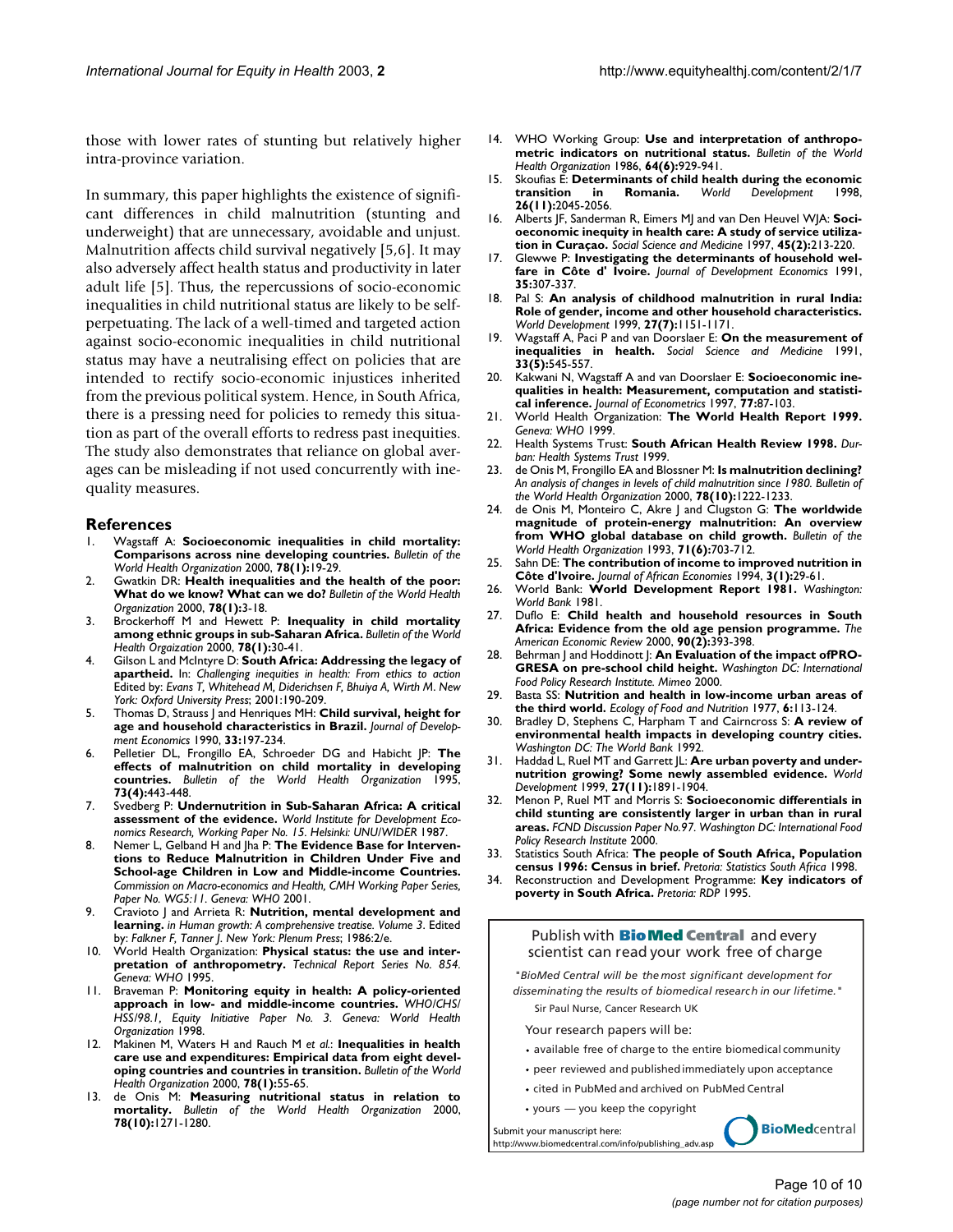those with lower rates of stunting but relatively higher intra-province variation.

In summary, this paper highlights the existence of significant differences in child malnutrition (stunting and underweight) that are unnecessary, avoidable and unjust. Malnutrition affects child survival negatively [5,6]. It may also adversely affect health status and productivity in later adult life [5]. Thus, the repercussions of socio-economic inequalities in child nutritional status are likely to be self-perpetuating. The lack of a well-timed and targeted action against socio-economic inequalities in child nutritional status may have a neutralising effect on policies that are intended to rectify socio-economic injustices inherited from the previous political system. Hence, in South Africa, there is a pressing need for policies to remedy this situation as part of the overall efforts to redress past inequities. The study also demonstrates that reliance on global averages can be misleading if not used concurrently with inequality measures.

## References

1. Wagstaff A: **Socioeconomic inequalities in child mortality: Comparisons across nine developing countries.** *Bulletin of the World Health Organization* 2000, **78(1):**19-29.
2. Gwatkin DR: **Health inequalities and the health of the poor: What do we know? What can we do?** *Bulletin of the World Health Organization* 2000, **78(1):**3-18.
3. Brockerhoff M and Hewett P: **Inequality in child mortality among ethnic groups in sub-Saharan Africa.** *Bulletin of the World Health Orgaization* 2000, **78(1):**30-41.
4. Gilson L and McIntyre D: **South Africa: Addressing the legacy of apartheid.** In: *Challenging inequities in health: From ethics to action* Edited by: *Evans T, Whitehead M, Diderichsen F, Bhuiya A, Wirth M. New York: Oxford University Press*; 2001:190-209.
5. Thomas D, Strauss J and Henriques MH: **Child survival, height for age and household characteristics in Brazil.** *Journal of Development Economics* 1990, **33:**197-234.
6. Pelletier DL, Frongillo EA, Schroeder DG and Habicht JP: **The effects of malnutrition on child mortality in developing countries.** *Bulletin of the World Health Organization* 1995, **73(4):**443-448.
7. Svedberg P: **Undernutrition in Sub-Saharan Africa: A critical assessment of the evidence.** *World Institute for Development Economics Research, Working Paper No. 15. Helsinki: UNU/WIDER* 1987.
8. Nemer L, Gelband H and Jha P: **The Evidence Base for Interventions to Reduce Malnutrition in Children Under Five and School-age Children in Low and Middle-income Countries.** *Commission on Macro-economics and Health, CMH Working Paper Series, Paper No. WG5:11. Geneva: WHO* 2001.
9. Cravioto J and Arrieta R: **Nutrition, mental development and learning.** *in Human growth: A comprehensive treatise. Volume 3*. Edited by: *Falkner F, Tanner J. New York: Plenum Press*; 1986:2/e.
10. World Health Organization: **Physical status: the use and interpretation of anthropometry.** *Technical Report Series No. 854. Geneva: WHO* 1995.
11. Braveman P: **Monitoring equity in health: A policy-oriented approach in low- and middle-income countries.** *WHO/CHS/HSS/98.1, Equity Initiative Paper No. 3. Geneva: World Health Organization* 1998.
12. Makinen M, Waters H and Rauch M *et al.*: **Inequalities in health care use and expenditures: Empirical data from eight developing countries and countries in transition.** *Bulletin of the World Health Organization* 2000, **78(1):**55-65.
13. de Onis M: **Measuring nutritional status in relation to mortality.** *Bulletin of the World Health Organization* 2000, **78(10):**1271-1280.
14. WHO Working Group: **Use and interpretation of anthropometric indicators on nutritional status.** *Bulletin of the World Health Organization* 1986, **64(6):**929-941.
15. Skoufias E: **Determinants of child health during the economic transition in Romania.** *World Development* 1998, **26(11):**2045-2056.
16. Alberts JF, Sanderman R, Eimers MJ and van Den Heuvel WJA: **Socioeconomic inequity in health care: A study of service utilization in Curaçao.** *Social Science and Medicine* 1997, **45(2):**213-220.
17. Glewwe P: **Investigating the determinants of household welfare in Côte d' Ivoire.** *Journal of Development Economics* 1991, **35:**307-337.
18. Pal S: **An analysis of childhood malnutrition in rural India: Role of gender, income and other household characteristics.** *World Development* 1999, **27(7):**1151-1171.
19. Wagstaff A, Paci P and van Doorslaer E: **On the measurement of inequalities in health.** *Social Science and Medicine* 1991, **33(5):**545-557.
20. Kakwani N, Wagstaff A and van Doorslaer E: **Socioeconomic inequalities in health: Measurement, computation and statistical inference.** *Journal of Econometrics* 1997, **77:**87-103.
21. World Health Organization: **The World Health Report 1999.** *Geneva: WHO* 1999.
22. Health Systems Trust: **South African Health Review 1998.** *Durban: Health Systems Trust* 1999.
23. de Onis M, Frongillo EA and Blossner M: **Is malnutrition declining?** *An analysis of changes in levels of child malnutrition since 1980. Bulletin of the World Health Organization* 2000, **78(10):**1222-1233.
24. de Onis M, Monteiro C, Akre J and Clugston G: **The worldwide magnitude of protein-energy malnutrition: An overview from WHO global database on child growth.** *Bulletin of the World Health Organization* 1993, **71(6):**703-712.
25. Sahn DE: **The contribution of income to improved nutrition in Côte d'Ivoire.** *Journal of African Economies* 1994, **3(1):**29-61.
26. World Bank: **World Development Report 1981.** *Washington: World Bank* 1981.
27. Duflo E: **Child health and household resources in South Africa: Evidence from the old age pension programme.** *The American Economic Review* 2000, **90(2):**393-398.
28. Behrman J and Hoddinott J: **An Evaluation of the impact ofPROGRESA on pre-school child height.** *Washington DC: International Food Policy Research Institute. Mimeo* 2000.
29. Basta SS: **Nutrition and health in low-income urban areas of the third world.** *Ecology of Food and Nutrition* 1977, **6:**113-124.
30. Bradley D, Stephens C, Harpham T and Cairncross S: **A review of environmental health impacts in developing country cities.** *Washington DC: The World Bank* 1992.
31. Haddad L, Ruel MT and Garrett JL: **Are urban poverty and undernutrition growing? Some newly assembled evidence.** *World Development* 1999, **27(11):**1891-1904.
32. Menon P, Ruel MT and Morris S: **Socioeconomic differentials in child stunting are consistently larger in urban than in rural areas.** *FCND Discussion Paper No.97. Washington DC: International Food Policy Research Institute* 2000.
33. Statistics South Africa: **The people of South Africa, Population census 1996: Census in brief.** *Pretoria: Statistics South Africa* 1998.
34. Reconstruction and Development Programme: **Key indicators of poverty in South Africa.** *Pretoria: RDP* 1995.

Publish with **BioMed Central** and every scientist can read your work free of charge

*"BioMed Central will be the most significant development for disseminating the results of biomedical research in our lifetime."*
Sir Paul Nurse, Cancer Research UK

Your research papers will be:

- available free of charge to the entire biomedical community
- peer reviewed and published immediately upon acceptance
- cited in PubMed and archived on PubMed Central
- yours — you keep the copyright

Submit your manuscript here:
http://www.biomedcentral.com/info/publishing_adv.asp

**BioMed**central